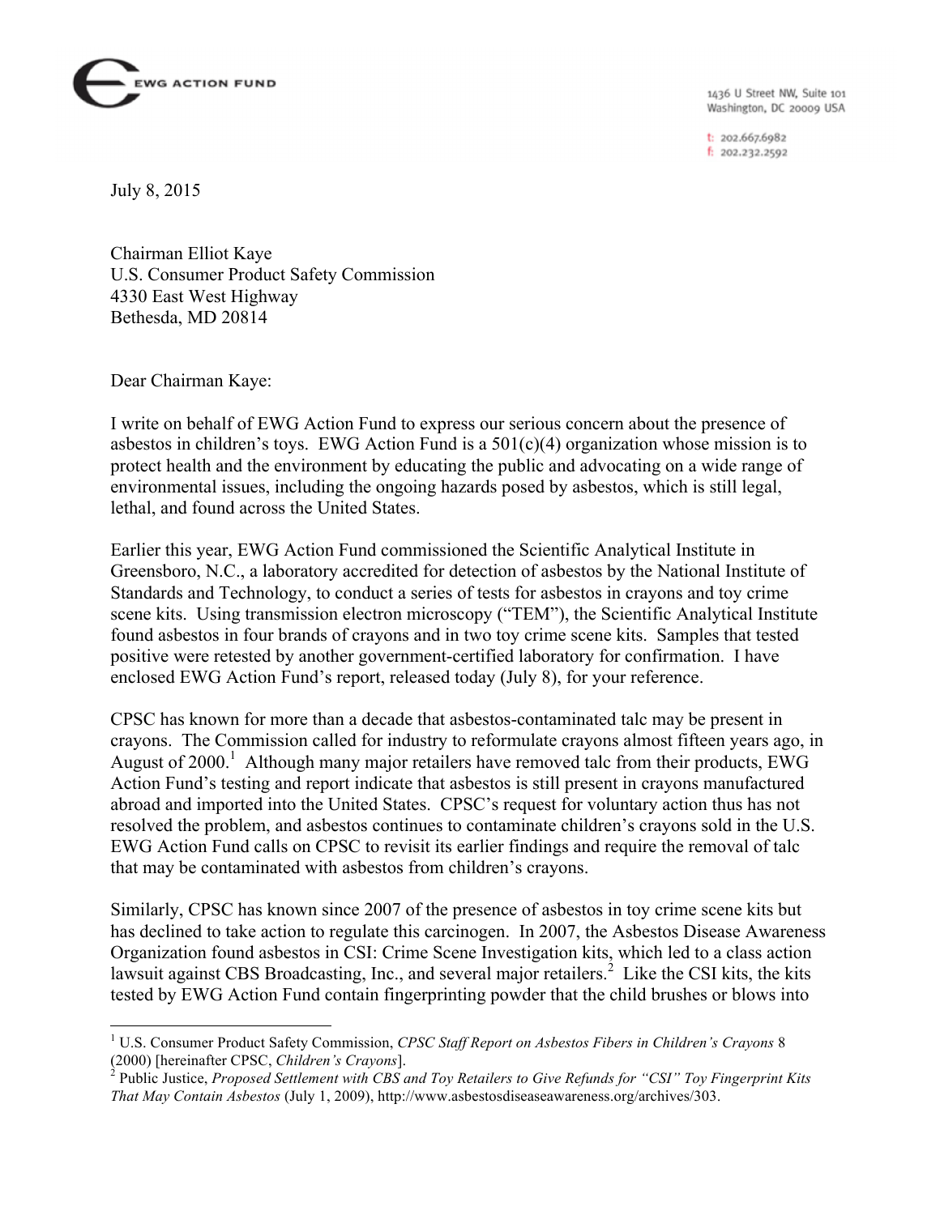EWG ACTION FUND

1436 U Street NW, Suite 101
Washington, DC 20009 USA

t: 202.667.6982
f: 202.232.2592

July 8, 2015

Chairman Elliot Kaye
U.S. Consumer Product Safety Commission
4330 East West Highway
Bethesda, MD 20814

Dear Chairman Kaye:

I write on behalf of EWG Action Fund to express our serious concern about the presence of asbestos in children's toys. EWG Action Fund is a 501(c)(4) organization whose mission is to protect health and the environment by educating the public and advocating on a wide range of environmental issues, including the ongoing hazards posed by asbestos, which is still legal, lethal, and found across the United States.

Earlier this year, EWG Action Fund commissioned the Scientific Analytical Institute in Greensboro, N.C., a laboratory accredited for detection of asbestos by the National Institute of Standards and Technology, to conduct a series of tests for asbestos in crayons and toy crime scene kits. Using transmission electron microscopy ("TEM"), the Scientific Analytical Institute found asbestos in four brands of crayons and in two toy crime scene kits. Samples that tested positive were retested by another government-certified laboratory for confirmation. I have enclosed EWG Action Fund's report, released today (July 8), for your reference.

CPSC has known for more than a decade that asbestos-contaminated talc may be present in crayons. The Commission called for industry to reformulate crayons almost fifteen years ago, in August of 2000.[1] Although many major retailers have removed talc from their products, EWG Action Fund's testing and report indicate that asbestos is still present in crayons manufactured abroad and imported into the United States. CPSC's request for voluntary action thus has not resolved the problem, and asbestos continues to contaminate children's crayons sold in the U.S. EWG Action Fund calls on CPSC to revisit its earlier findings and require the removal of talc that may be contaminated with asbestos from children's crayons.

Similarly, CPSC has known since 2007 of the presence of asbestos in toy crime scene kits but has declined to take action to regulate this carcinogen. In 2007, the Asbestos Disease Awareness Organization found asbestos in CSI: Crime Scene Investigation kits, which led to a class action lawsuit against CBS Broadcasting, Inc., and several major retailers.[2] Like the CSI kits, the kits tested by EWG Action Fund contain fingerprinting powder that the child brushes or blows into

---

[1] U.S. Consumer Product Safety Commission, *CPSC Staff Report on Asbestos Fibers in Children's Crayons* 8 (2000) [hereinafter CPSC, *Children's Crayons*].

[2] Public Justice, *Proposed Settlement with CBS and Toy Retailers to Give Refunds for "CSI" Toy Fingerprint Kits That May Contain Asbestos* (July 1, 2009), http://www.asbestosdiseaseawareness.org/archives/303.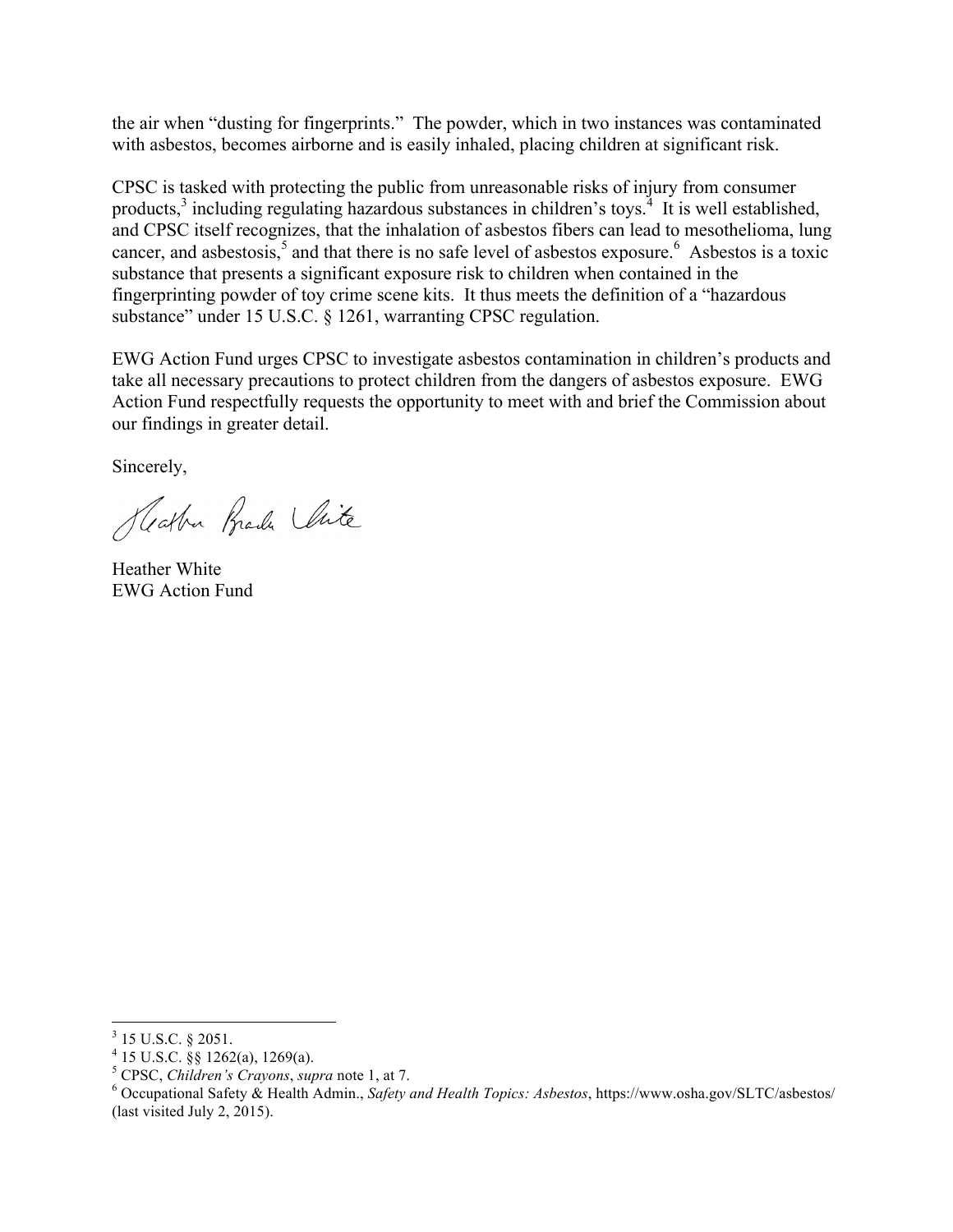the air when "dusting for fingerprints." The powder, which in two instances was contaminated with asbestos, becomes airborne and is easily inhaled, placing children at significant risk.

CPSC is tasked with protecting the public from unreasonable risks of injury from consumer products,[3] including regulating hazardous substances in children's toys.[4] It is well established, and CPSC itself recognizes, that the inhalation of asbestos fibers can lead to mesothelioma, lung cancer, and asbestosis,[5] and that there is no safe level of asbestos exposure.[6] Asbestos is a toxic substance that presents a significant exposure risk to children when contained in the fingerprinting powder of toy crime scene kits. It thus meets the definition of a "hazardous substance" under 15 U.S.C. § 1261, warranting CPSC regulation.

EWG Action Fund urges CPSC to investigate asbestos contamination in children's products and take all necessary precautions to protect children from the dangers of asbestos exposure. EWG Action Fund respectfully requests the opportunity to meet with and brief the Commission about our findings in greater detail.

Sincerely,

Heather White
EWG Action Fund

---

[3] 15 U.S.C. § 2051.

[4] 15 U.S.C. §§ 1262(a), 1269(a).

[5] CPSC, *Children's Crayons*, *supra* note 1, at 7.

[6] Occupational Safety & Health Admin., *Safety and Health Topics: Asbestos*, https://www.osha.gov/SLTC/asbestos/ (last visited July 2, 2015).